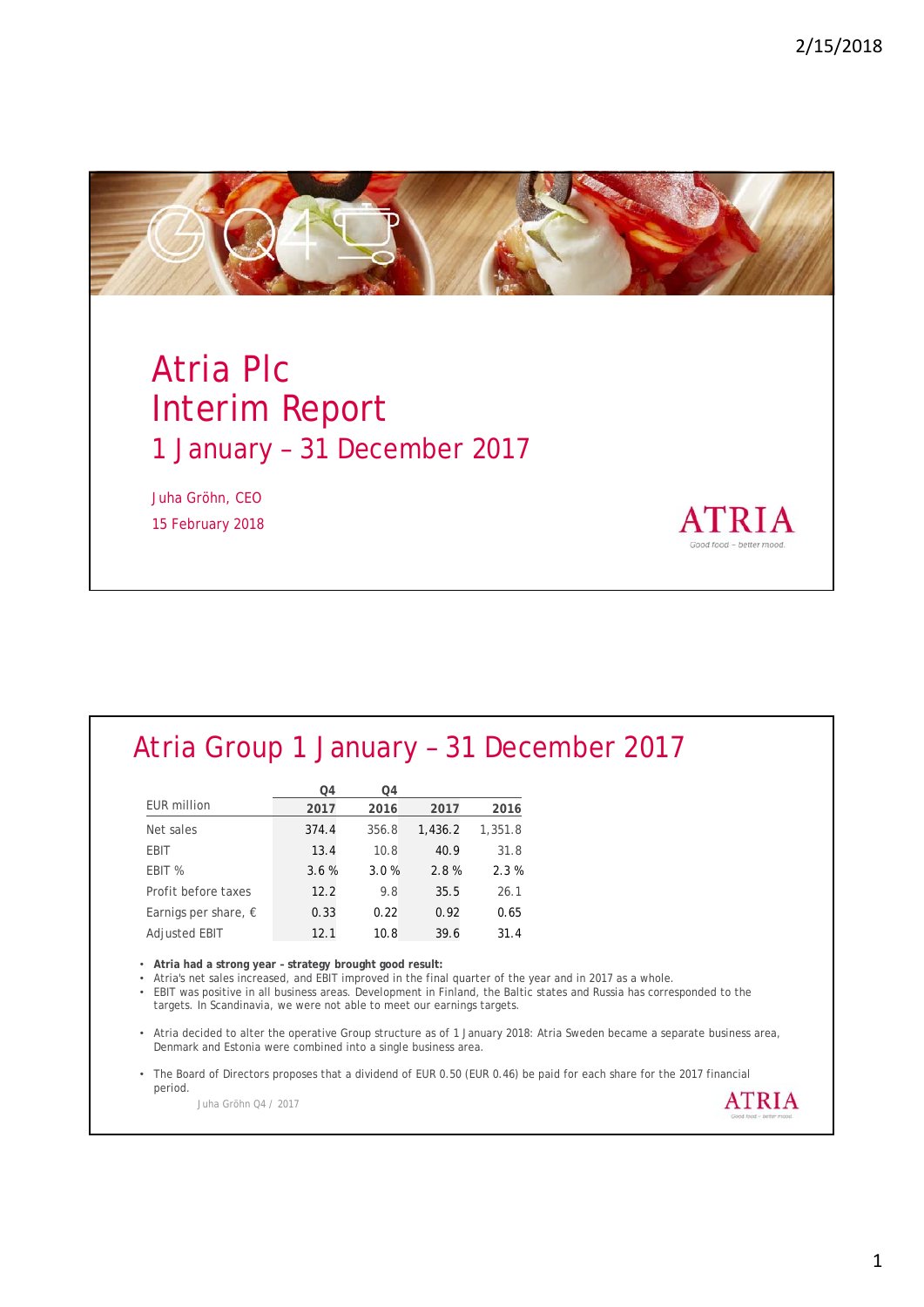# Atria Plc Interim Report

## 1 January – 31 December 2017

Juha Gröhn, CEO

15 February 2018

ATRIA

Good food – better mood.

---

## Atria Group 1 January – 31 December 2017

| EUR million | Q4 2017 | Q4 2016 | 2017 | 2016 |
|---|---|---|---|---|
| Net sales | 374.4 | 356.8 | 1,436.2 | 1,351.8 |
| EBIT | 13.4 | 10.8 | 40.9 | 31.8 |
| EBIT % | 3.6 % | 3.0 % | 2.8 % | 2.3 % |
| Profit before taxes | 12.2 | 9.8 | 35.5 | 26.1 |
| Earnigs per share, € | 0.33 | 0.22 | 0.92 | 0.65 |
| Adjusted EBIT | 12.1 | 10.8 | 39.6 | 31.4 |

- **Atria had a strong year – strategy brought good result:**
- Atria's net sales increased, and EBIT improved in the final quarter of the year and in 2017 as a whole.
- EBIT was positive in all business areas. Development in Finland, the Baltic states and Russia has corresponded to the targets. In Scandinavia, we were not able to meet our earnings targets.
- Atria decided to alter the operative Group structure as of 1 January 2018: Atria Sweden became a separate business area, Denmark and Estonia were combined into a single business area.
- The Board of Directors proposes that a dividend of EUR 0.50 (EUR 0.46) be paid for each share for the 2017 financial period.

Juha Gröhn Q4 / 2017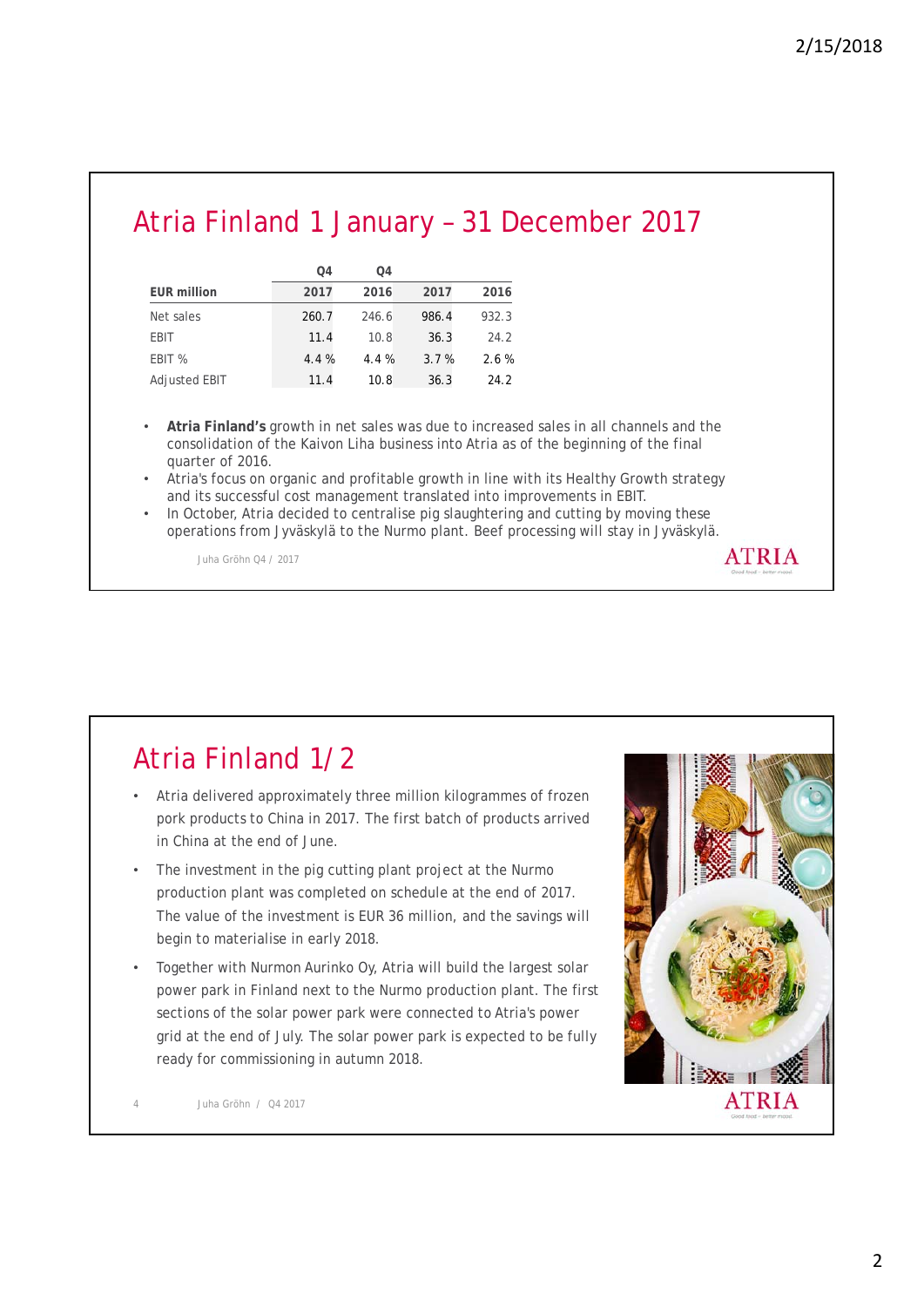# Atria Finland 1 January – 31 December 2017

| EUR million | Q4 2017 | Q4 2016 | 2017 | 2016 |
|---|---|---|---|---|
| Net sales | 260.7 | 246.6 | 986.4 | 932.3 |
| EBIT | 11.4 | 10.8 | 36.3 | 24.2 |
| EBIT % | 4.4 % | 4.4 % | 3.7 % | 2.6 % |
| Adjusted EBIT | 11.4 | 10.8 | 36.3 | 24.2 |

- **Atria Finland's** growth in net sales was due to increased sales in all channels and the consolidation of the Kaivon Liha business into Atria as of the beginning of the final quarter of 2016.
- Atria's focus on organic and profitable growth in line with its Healthy Growth strategy and its successful cost management translated into improvements in EBIT.
- In October, Atria decided to centralise pig slaughtering and cutting by moving these operations from Jyväskylä to the Nurmo plant. Beef processing will stay in Jyväskylä.

Juha Gröhn Q4 / 2017

# Atria Finland 1/2

- Atria delivered approximately three million kilogrammes of frozen pork products to China in 2017. The first batch of products arrived in China at the end of June.
- The investment in the pig cutting plant project at the Nurmo production plant was completed on schedule at the end of 2017. The value of the investment is EUR 36 million, and the savings will begin to materialise in early 2018.
- Together with Nurmon Aurinko Oy, Atria will build the largest solar power park in Finland next to the Nurmo production plant. The first sections of the solar power park were connected to Atria's power grid at the end of July. The solar power park is expected to be fully ready for commissioning in autumn 2018.

Juha Gröhn / Q4 2017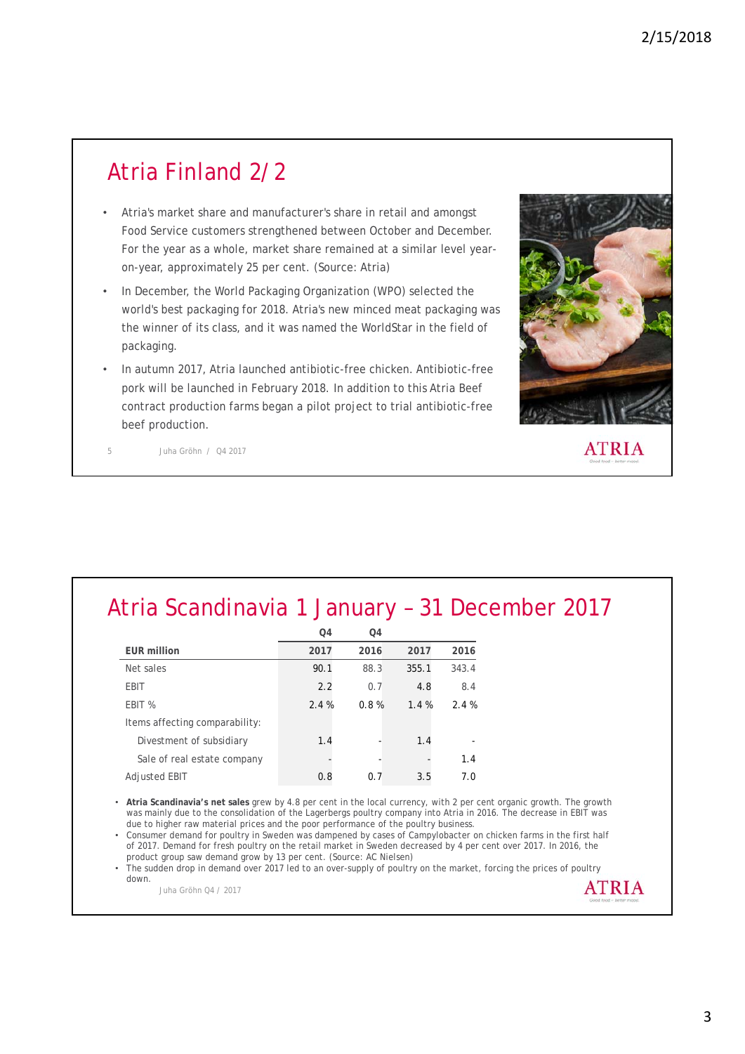## Atria Finland 2/2

- Atria's market share and manufacturer's share in retail and amongst Food Service customers strengthened between October and December. For the year as a whole, market share remained at a similar level year-on-year, approximately 25 per cent. (Source: Atria)
- In December, the World Packaging Organization (WPO) selected the world's best packaging for 2018. Atria's new minced meat packaging was the winner of its class, and it was named the WorldStar in the field of packaging.
- In autumn 2017, Atria launched antibiotic-free chicken. Antibiotic-free pork will be launched in February 2018. In addition to this Atria Beef contract production farms began a pilot project to trial antibiotic-free beef production.

Juha Gröhn / Q4 2017

## Atria Scandinavia 1 January – 31 December 2017

| EUR million | Q4 2017 | Q4 2016 | 2017 | 2016 |
|---|---|---|---|---|
| Net sales | 90.1 | 88.3 | 355.1 | 343.4 |
| EBIT | 2.2 | 0.7 | 4.8 | 8.4 |
| EBIT % | 2.4 % | 0.8 % | 1.4 % | 2.4 % |
| Items affecting comparability: | | | | |
| Divestment of subsidiary | 1.4 | - | 1.4 | - |
| Sale of real estate company | - | - | - | 1.4 |
| Adjusted EBIT | 0.8 | 0.7 | 3.5 | 7.0 |

- **Atria Scandinavia's net sales** grew by 4.8 per cent in the local currency, with 2 per cent organic growth. The growth was mainly due to the consolidation of the Lagerbergs poultry company into Atria in 2016. The decrease in EBIT was due to higher raw material prices and the poor performance of the poultry business.
- Consumer demand for poultry in Sweden was dampened by cases of Campylobacter on chicken farms in the first half of 2017. Demand for fresh poultry on the retail market in Sweden decreased by 4 per cent over 2017. In 2016, the product group saw demand grow by 13 per cent. (Source: AC Nielsen)
- The sudden drop in demand over 2017 led to an over-supply of poultry on the market, forcing the prices of poultry down.

Juha Gröhn Q4 / 2017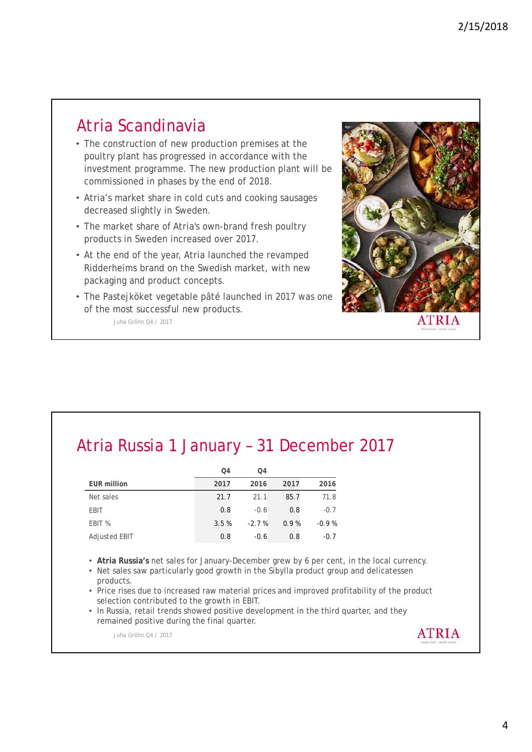## Atria Scandinavia

- The construction of new production premises at the poultry plant has progressed in accordance with the investment programme. The new production plant will be commissioned in phases by the end of 2018.
- Atria's market share in cold cuts and cooking sausages decreased slightly in Sweden.
- The market share of Atria's own-brand fresh poultry products in Sweden increased over 2017.
- At the end of the year, Atria launched the revamped Ridderheims brand on the Swedish market, with new packaging and product concepts.
- The Pastejköket vegetable pâté launched in 2017 was one of the most successful new products.

Juha Gröhn Q4 / 2017

## Atria Russia 1 January – 31 December 2017

| EUR million | Q4 2017 | Q4 2016 | 2017 | 2016 |
|---|---|---|---|---|
| Net sales | 21.7 | 21.1 | 85.7 | 71.8 |
| EBIT | 0.8 | -0.6 | 0.8 | -0.7 |
| EBIT % | 3.5 % | -2.7 % | 0.9 % | -0.9 % |
| Adjusted EBIT | 0.8 | -0.6 | 0.8 | -0.7 |

- **Atria Russia's** net sales for January-December grew by 6 per cent, in the local currency.
- Net sales saw particularly good growth in the Sibylla product group and delicatessen products.
- Price rises due to increased raw material prices and improved profitability of the product selection contributed to the growth in EBIT.
- In Russia, retail trends showed positive development in the third quarter, and they remained positive during the final quarter.

Juha Gröhn Q4 / 2017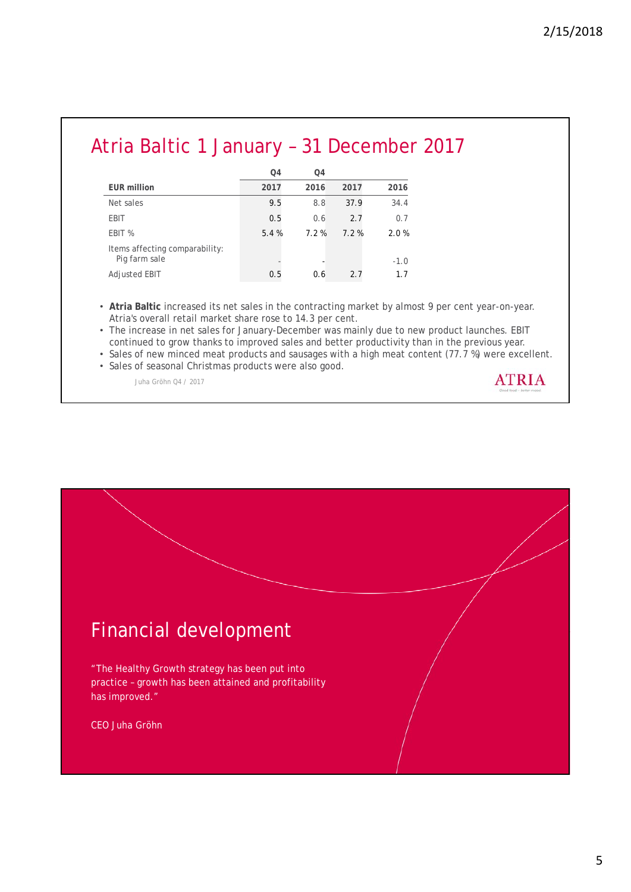# Atria Baltic 1 January – 31 December 2017

| EUR million | Q4 2017 | Q4 2016 | 2017 | 2016 |
|---|---|---|---|---|
| Net sales | 9.5 | 8.8 | 37.9 | 34.4 |
| EBIT | 0.5 | 0.6 | 2.7 | 0.7 |
| EBIT % | 5.4 % | 7.2 % | 7.2 % | 2.0 % |
| Items affecting comparability: Pig farm sale | - | - | | -1.0 |
| Adjusted EBIT | 0.5 | 0.6 | 2.7 | 1.7 |

- **Atria Baltic** increased its net sales in the contracting market by almost 9 per cent year-on-year. Atria's overall retail market share rose to 14.3 per cent.
- The increase in net sales for January-December was mainly due to new product launches. EBIT continued to grow thanks to improved sales and better productivity than in the previous year.
- Sales of new minced meat products and sausages with a high meat content (77.7 %) were excellent.
- Sales of seasonal Christmas products were also good.

Juha Gröhn Q4 / 2017

ATRIA

# Financial development

"The Healthy Growth strategy has been put into practice – growth has been attained and profitability has improved."

CEO Juha Gröhn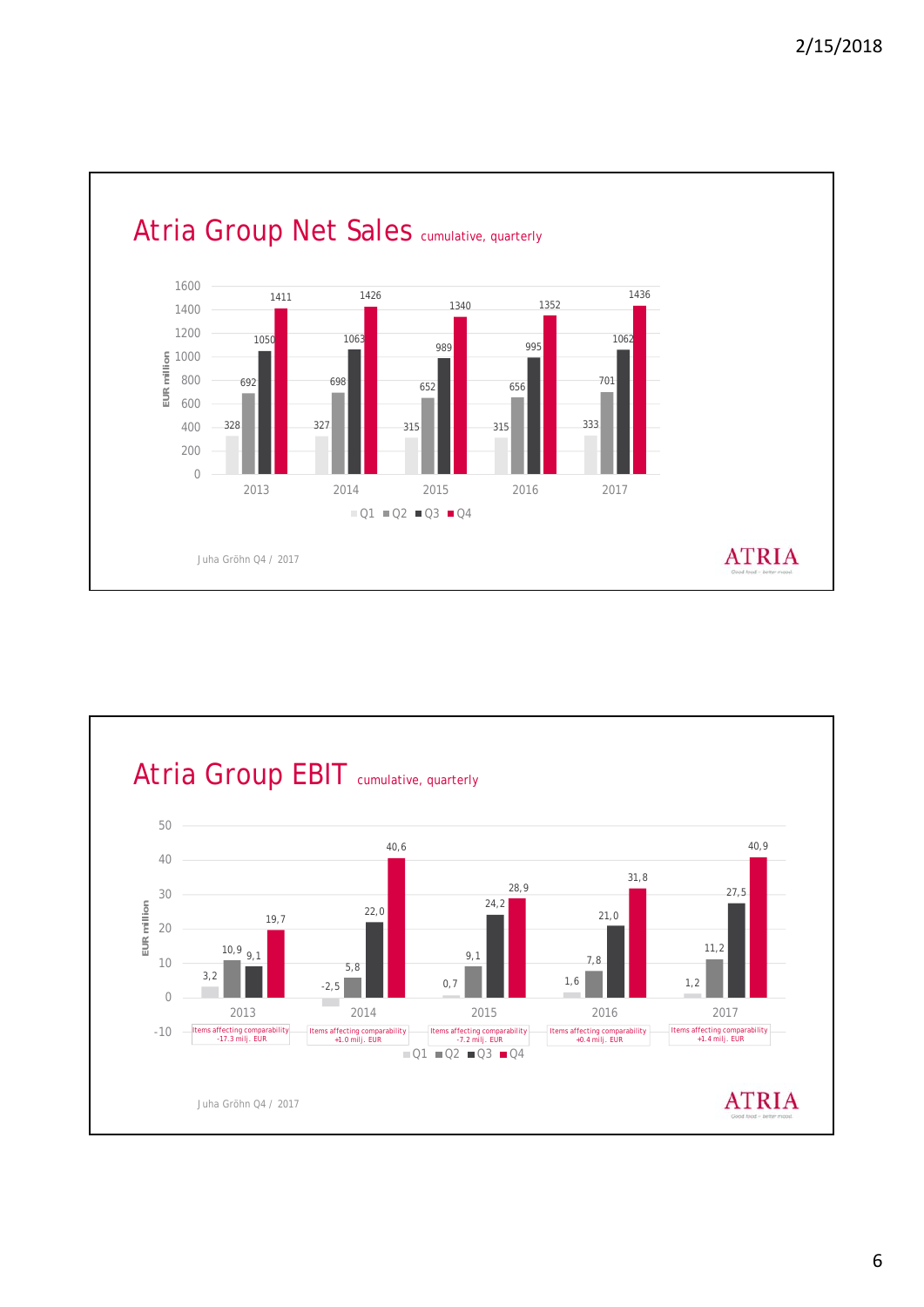## Atria Group Net Sales cumulative, quarterly

| EUR million | Q1 | Q2 | Q3 | Q4 |
|---|---|---|---|---|
| 2013 | 328 | 692 | 1050 | 1411 |
| 2014 | 327 | 698 | 1063 | 1426 |
| 2015 | 315 | 652 | 989 | 1340 |
| 2016 | 315 | 656 | 995 | 1352 |
| 2017 | 333 | 701 | 1062 | 1436 |

Juha Gröhn Q4 / 2017

ATRIA

## Atria Group EBIT cumulative, quarterly

| EUR million | Q1 | Q2 | Q3 | Q4 | Items affecting comparability |
|---|---|---|---|---|---|
| 2013 | 3,2 | 10,9 | 9,1 | 19,7 | -17.3 milj. EUR |
| 2014 | -2,5 | 5,8 | 22,0 | 40,6 | +1.0 milj. EUR |
| 2015 | 0,7 | 9,1 | 24,2 | 28,9 | -7.2 milj. EUR |
| 2016 | 1,6 | 7,8 | 21,0 | 31,8 | +0.4 milj. EUR |
| 2017 | 1,2 | 11,2 | 27,5 | 40,9 | +1.4 milj. EUR |

Juha Gröhn Q4 / 2017

ATRIA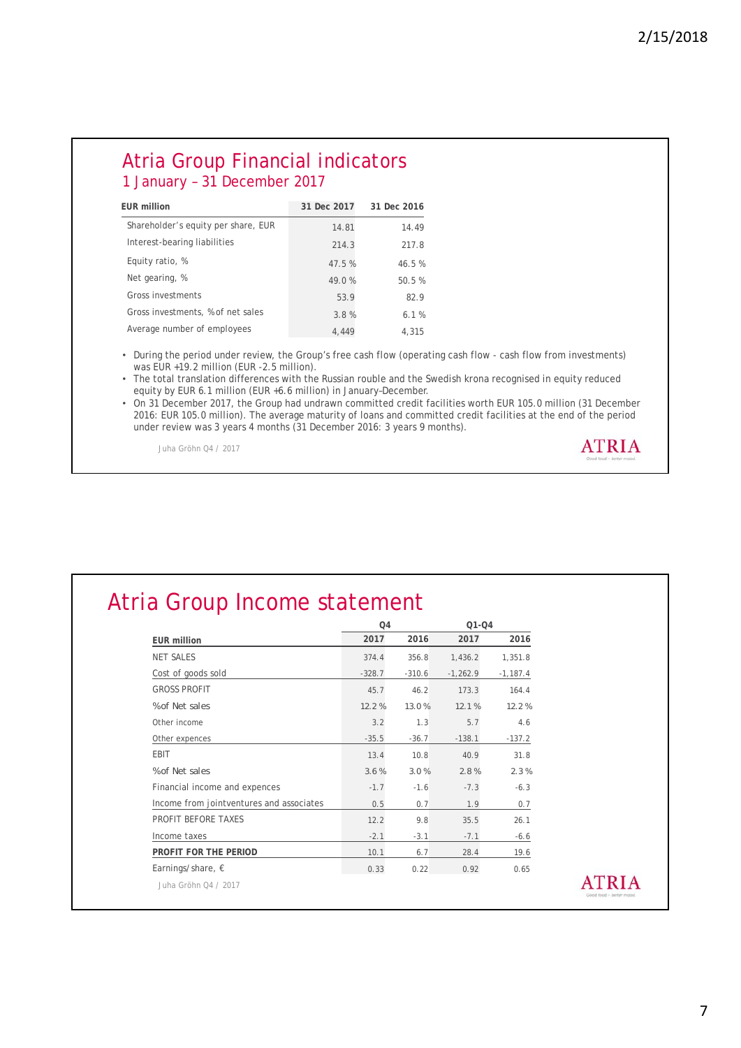# Atria Group Financial indicators

## 1 January – 31 December 2017

| EUR million | 31 Dec 2017 | 31 Dec 2016 |
|---|---|---|
| Shareholder's equity per share, EUR | 14.81 | 14.49 |
| Interest-bearing liabilities | 214.3 | 217.8 |
| Equity ratio, % | 47.5 % | 46.5 % |
| Net gearing, % | 49.0 % | 50.5 % |
| Gross investments | 53.9 | 82.9 |
| Gross investments, % of net sales | 3.8 % | 6.1 % |
| Average number of employees | 4,449 | 4,315 |

- During the period under review, the Group's free cash flow (operating cash flow - cash flow from investments) was EUR +19.2 million (EUR -2.5 million).
- The total translation differences with the Russian rouble and the Swedish krona recognised in equity reduced equity by EUR 6.1 million (EUR +6.6 million) in January–December.
- On 31 December 2017, the Group had undrawn committed credit facilities worth EUR 105.0 million (31 December 2016: EUR 105.0 million). The average maturity of loans and committed credit facilities at the end of the period under review was 3 years 4 months (31 December 2016: 3 years 9 months).

Juha Gröhn Q4 / 2017

# Atria Group Income statement

| | Q4 | | Q1-Q4 | |
|---|---|---|---|---|
| **EUR million** | **2017** | **2016** | **2017** | **2016** |
| NET SALES | 374.4 | 356.8 | 1,436.2 | 1,351.8 |
| Cost of goods sold | -328.7 | -310.6 | -1,262.9 | -1,187.4 |
| GROSS PROFIT | 45.7 | 46.2 | 173.3 | 164.4 |
| % of Net sales | 12.2 % | 13.0 % | 12.1 % | 12.2 % |
| Other income | 3.2 | 1.3 | 5.7 | 4.6 |
| Other expences | -35.5 | -36.7 | -138.1 | -137.2 |
| EBIT | 13.4 | 10.8 | 40.9 | 31.8 |
| % of Net sales | 3.6 % | 3.0 % | 2.8 % | 2.3 % |
| Financial income and expences | -1.7 | -1.6 | -7.3 | -6.3 |
| Income from jointventures and associates | 0.5 | 0.7 | 1.9 | 0.7 |
| PROFIT BEFORE TAXES | 12.2 | 9.8 | 35.5 | 26.1 |
| Income taxes | -2.1 | -3.1 | -7.1 | -6.6 |
| **PROFIT FOR THE PERIOD** | 10.1 | 6.7 | 28.4 | 19.6 |
| Earnings/share, € | 0.33 | 0.22 | 0.92 | 0.65 |

Juha Gröhn Q4 / 2017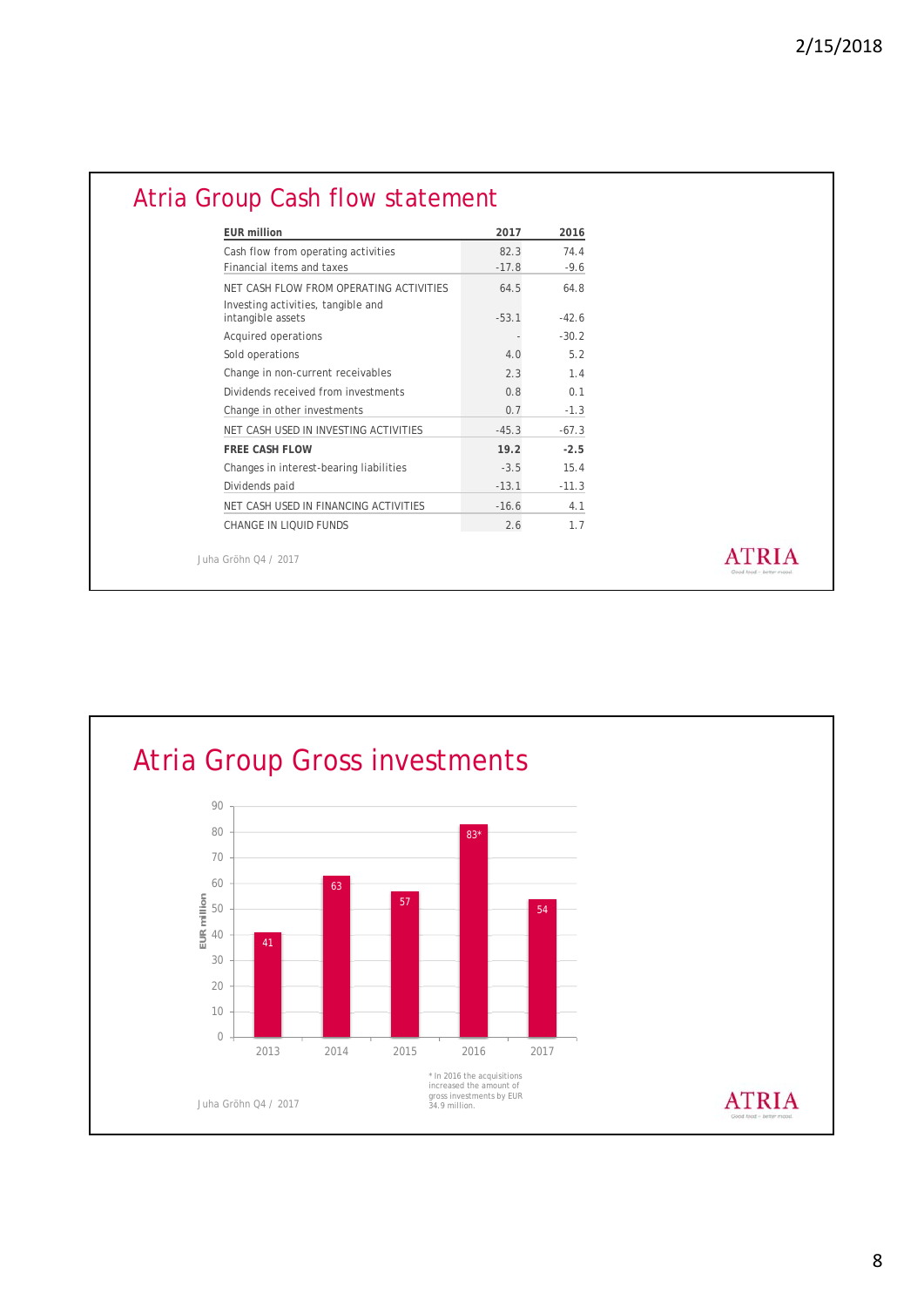# Atria Group Cash flow statement

| EUR million | 2017 | 2016 |
|---|---|---|
| Cash flow from operating activities | 82.3 | 74.4 |
| Financial items and taxes | -17.8 | -9.6 |
| NET CASH FLOW FROM OPERATING ACTIVITIES | 64.5 | 64.8 |
| Investing activities, tangible and intangible assets | -53.1 | -42.6 |
| Acquired operations | - | -30.2 |
| Sold operations | 4.0 | 5.2 |
| Change in non-current receivables | 2.3 | 1.4 |
| Dividends received from investments | 0.8 | 0.1 |
| Change in other investments | 0.7 | -1.3 |
| NET CASH USED IN INVESTING ACTIVITIES | -45.3 | -67.3 |
| **FREE CASH FLOW** | **19.2** | **-2.5** |
| Changes in interest-bearing liabilities | -3.5 | 15.4 |
| Dividends paid | -13.1 | -11.3 |
| NET CASH USED IN FINANCING ACTIVITIES | -16.6 | 4.1 |
| CHANGE IN LIQUID FUNDS | 2.6 | 1.7 |

Juha Gröhn Q4 / 2017

# Atria Group Gross investments

| Year | EUR million |
|---|---|
| 2013 | 41 |
| 2014 | 63 |
| 2015 | 57 |
| 2016 | 83* |
| 2017 | 54 |

* In 2016 the acquisitions increased the amount of gross investments by EUR 34.9 million.

Juha Gröhn Q4 / 2017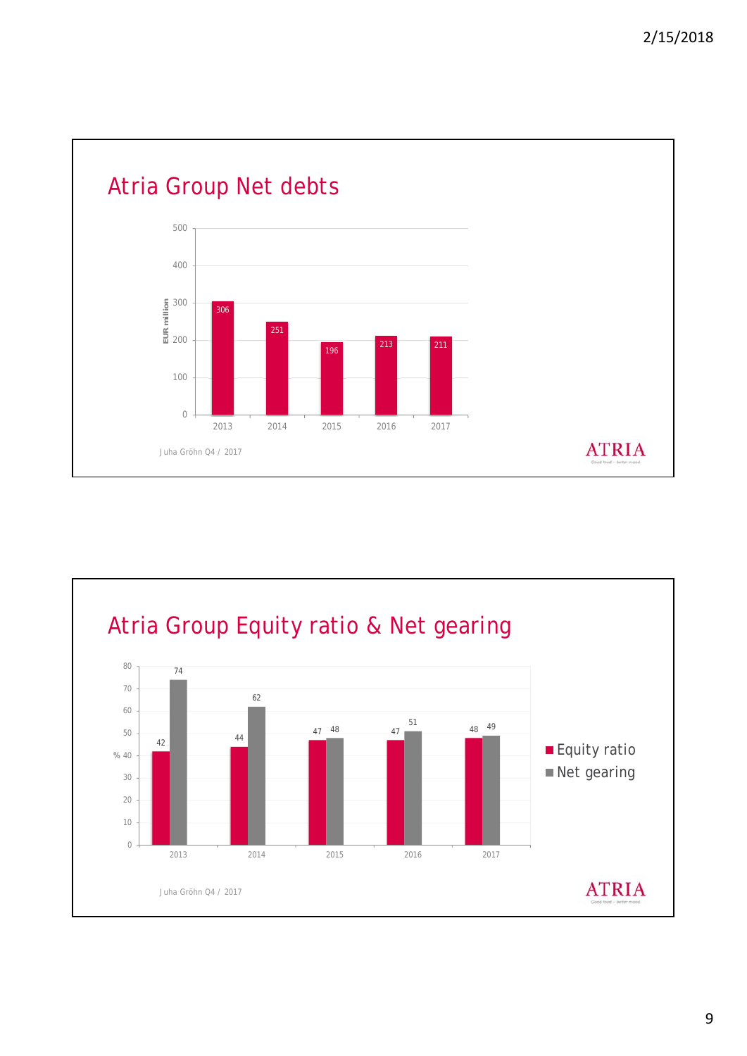## Atria Group Net debts

| Year | Net debts (EUR million) |
|---|---|
| 2013 | 306 |
| 2014 | 251 |
| 2015 | 196 |
| 2016 | 213 |
| 2017 | 211 |

Juha Gröhn Q4 / 2017

ATRIA

## Atria Group Equity ratio & Net gearing

| Year | Equity ratio (%) | Net gearing (%) |
|---|---|---|
| 2013 | 42 | 74 |
| 2014 | 44 | 62 |
| 2015 | 47 | 48 |
| 2016 | 47 | 51 |
| 2017 | 48 | 49 |

Juha Gröhn Q4 / 2017

ATRIA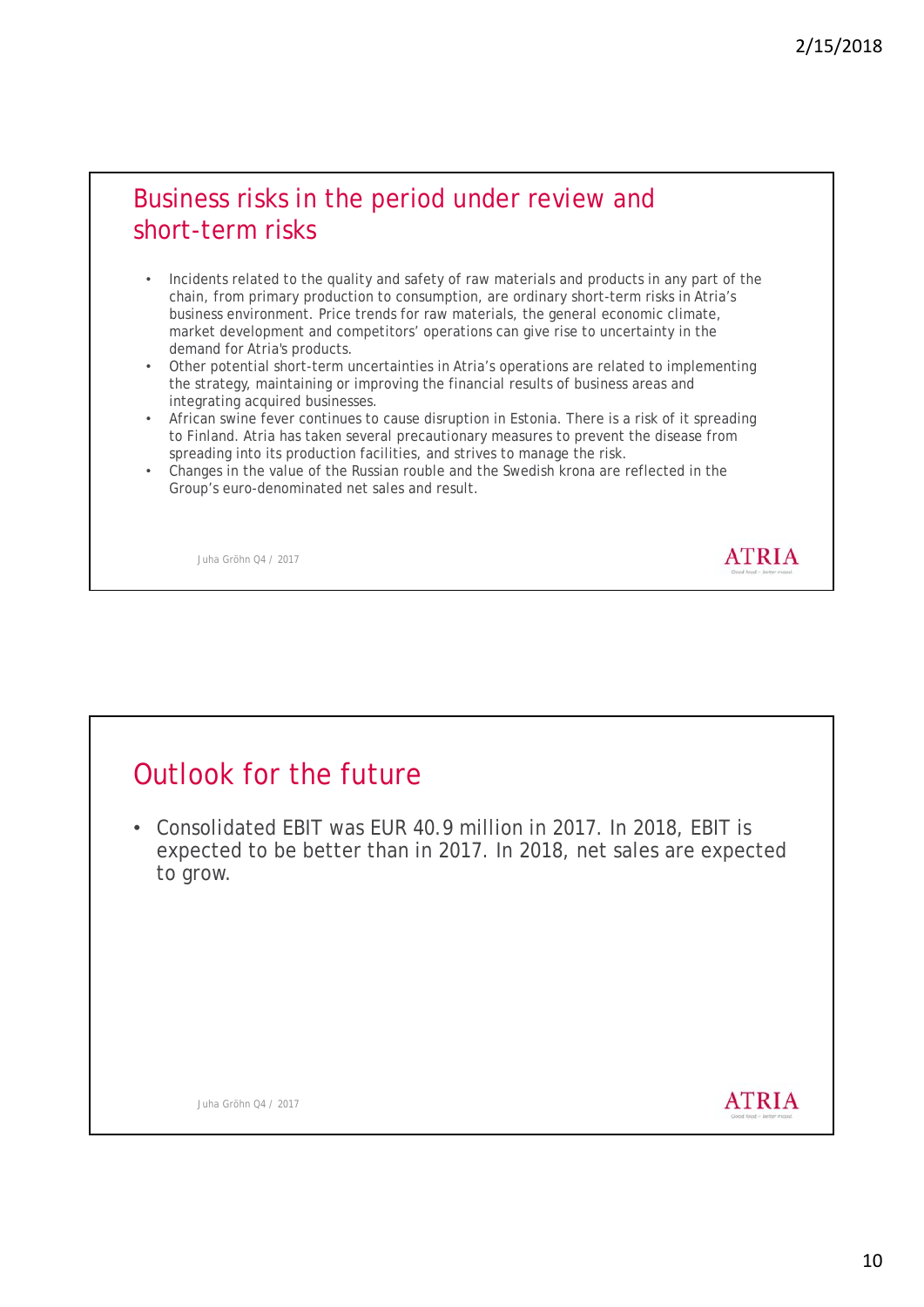## Business risks in the period under review and short-term risks

- Incidents related to the quality and safety of raw materials and products in any part of the chain, from primary production to consumption, are ordinary short-term risks in Atria's business environment. Price trends for raw materials, the general economic climate, market development and competitors' operations can give rise to uncertainty in the demand for Atria's products.
- Other potential short-term uncertainties in Atria's operations are related to implementing the strategy, maintaining or improving the financial results of business areas and integrating acquired businesses.
- African swine fever continues to cause disruption in Estonia. There is a risk of it spreading to Finland. Atria has taken several precautionary measures to prevent the disease from spreading into its production facilities, and strives to manage the risk.
- Changes in the value of the Russian rouble and the Swedish krona are reflected in the Group's euro-denominated net sales and result.

## Outlook for the future

- Consolidated EBIT was EUR 40.9 million in 2017. In 2018, EBIT is expected to be better than in 2017. In 2018, net sales are expected to grow.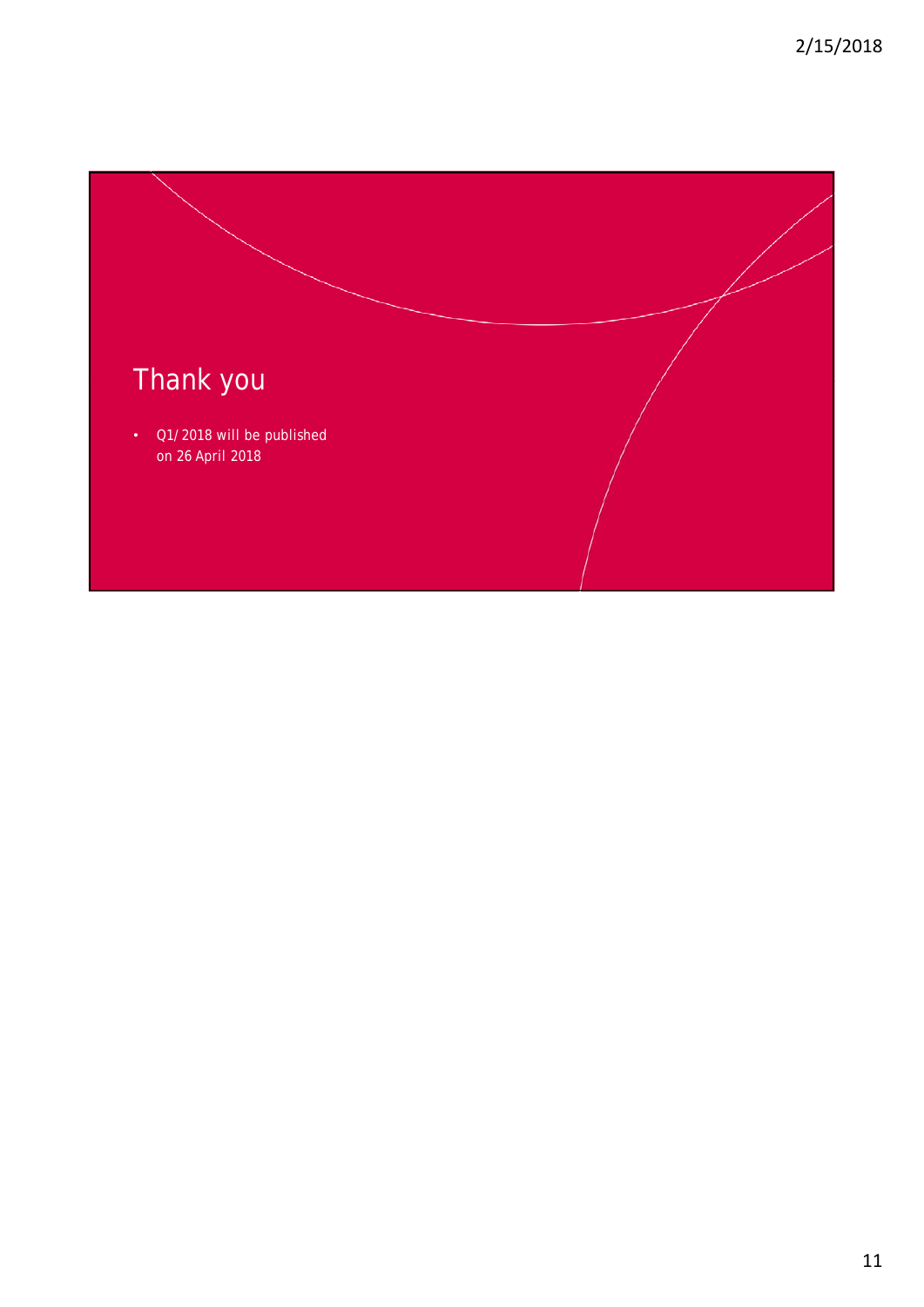# Thank you

- Q1/2018 will be published on 26 April 2018